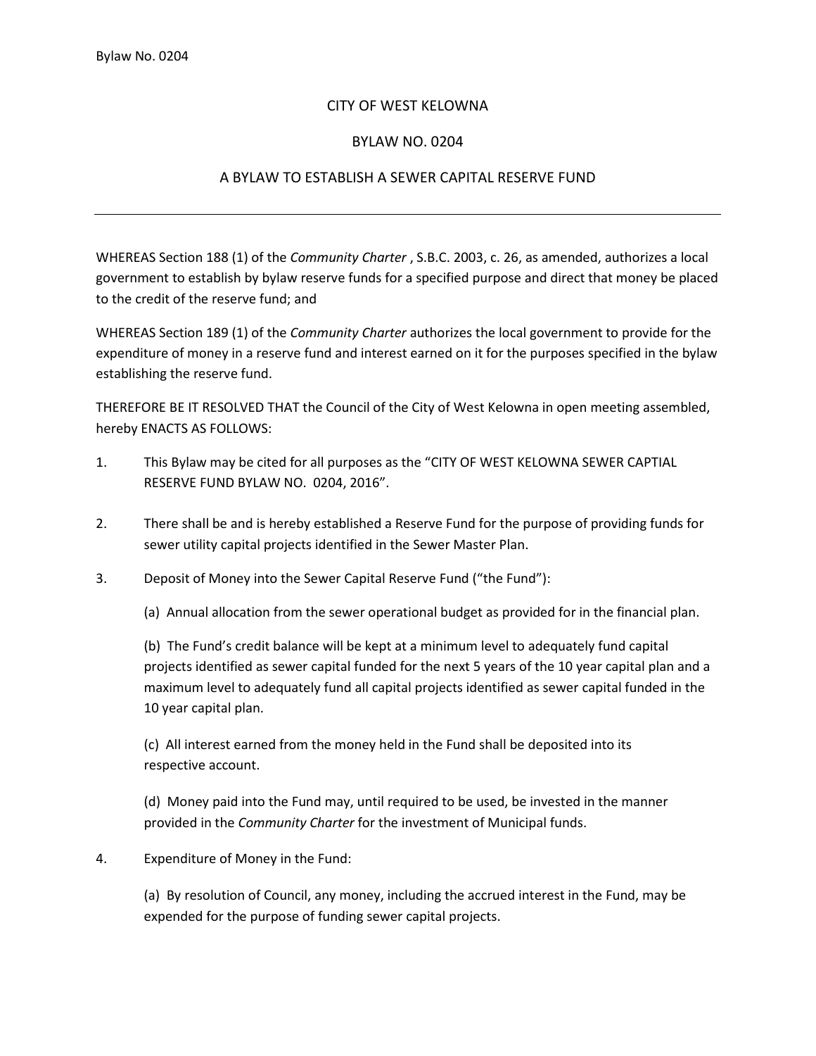# CITY OF WEST KELOWNA

## BYLAW NO. 0204

## A BYLAW TO ESTABLISH A SEWER CAPITAL RESERVE FUND

---

WHEREAS Section 188 (1) of the *Community Charter* , S.B.C. 2003, c. 26, as amended, authorizes a local government to establish by bylaw reserve funds for a specified purpose and direct that money be placed to the credit of the reserve fund; and

WHEREAS Section 189 (1) of the *Community Charter* authorizes the local government to provide for the expenditure of money in a reserve fund and interest earned on it for the purposes specified in the bylaw establishing the reserve fund.

THEREFORE BE IT RESOLVED THAT the Council of the City of West Kelowna in open meeting assembled, hereby ENACTS AS FOLLOWS:

1. This Bylaw may be cited for all purposes as the "CITY OF WEST KELOWNA SEWER CAPTIAL RESERVE FUND BYLAW NO. 0204, 2016".

2. There shall be and is hereby established a Reserve Fund for the purpose of providing funds for sewer utility capital projects identified in the Sewer Master Plan.

3. Deposit of Money into the Sewer Capital Reserve Fund ("the Fund"):

   (a) Annual allocation from the sewer operational budget as provided for in the financial plan.

   (b) The Fund's credit balance will be kept at a minimum level to adequately fund capital projects identified as sewer capital funded for the next 5 years of the 10 year capital plan and a maximum level to adequately fund all capital projects identified as sewer capital funded in the 10 year capital plan.

   (c) All interest earned from the money held in the Fund shall be deposited into its respective account.

   (d) Money paid into the Fund may, until required to be used, be invested in the manner provided in the *Community Charter* for the investment of Municipal funds.

4. Expenditure of Money in the Fund:

   (a) By resolution of Council, any money, including the accrued interest in the Fund, may be expended for the purpose of funding sewer capital projects.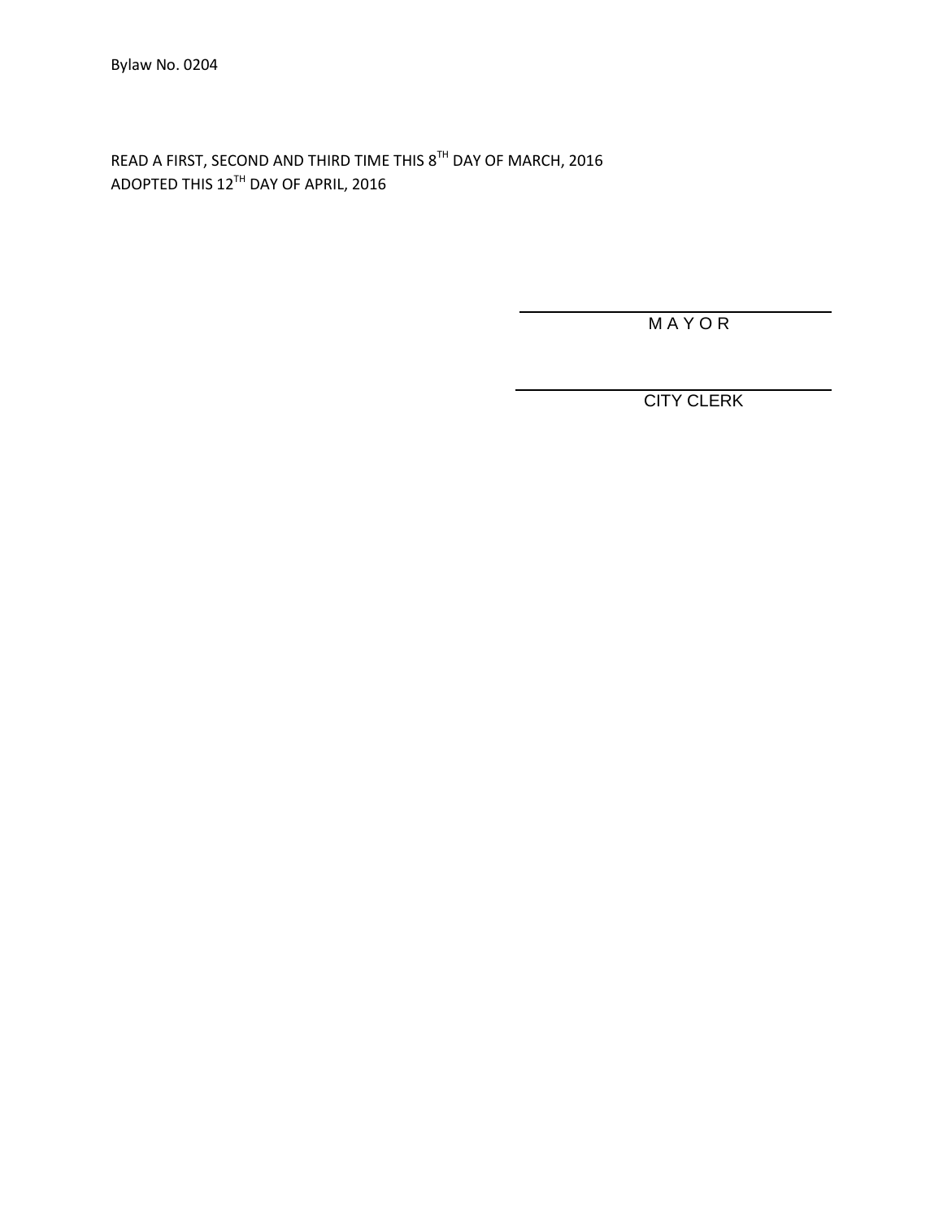Bylaw No. 0204

READ A FIRST, SECOND AND THIRD TIME THIS 8TH DAY OF MARCH, 2016
ADOPTED THIS 12TH DAY OF APRIL, 2016

\_\_\_\_\_\_\_\_\_\_\_\_\_\_\_\_\_\_\_\_\_\_\_\_\_\_\_\_\_\_
M A Y O R

\_\_\_\_\_\_\_\_\_\_\_\_\_\_\_\_\_\_\_\_\_\_\_\_\_\_\_\_\_\_
CITY CLERK